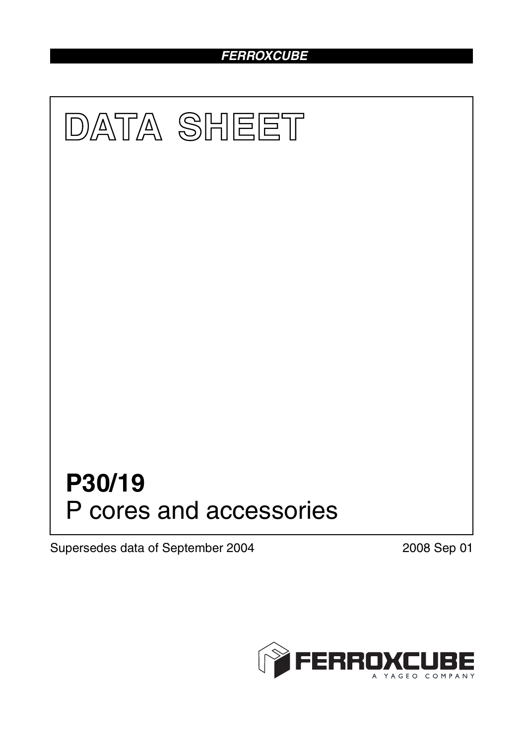FERROXCUBE

# DATA SHEET

# P30/19
P cores and accessories

Supersedes data of September 2004

2008 Sep 01

FERROXCUBE
A YAGEO COMPANY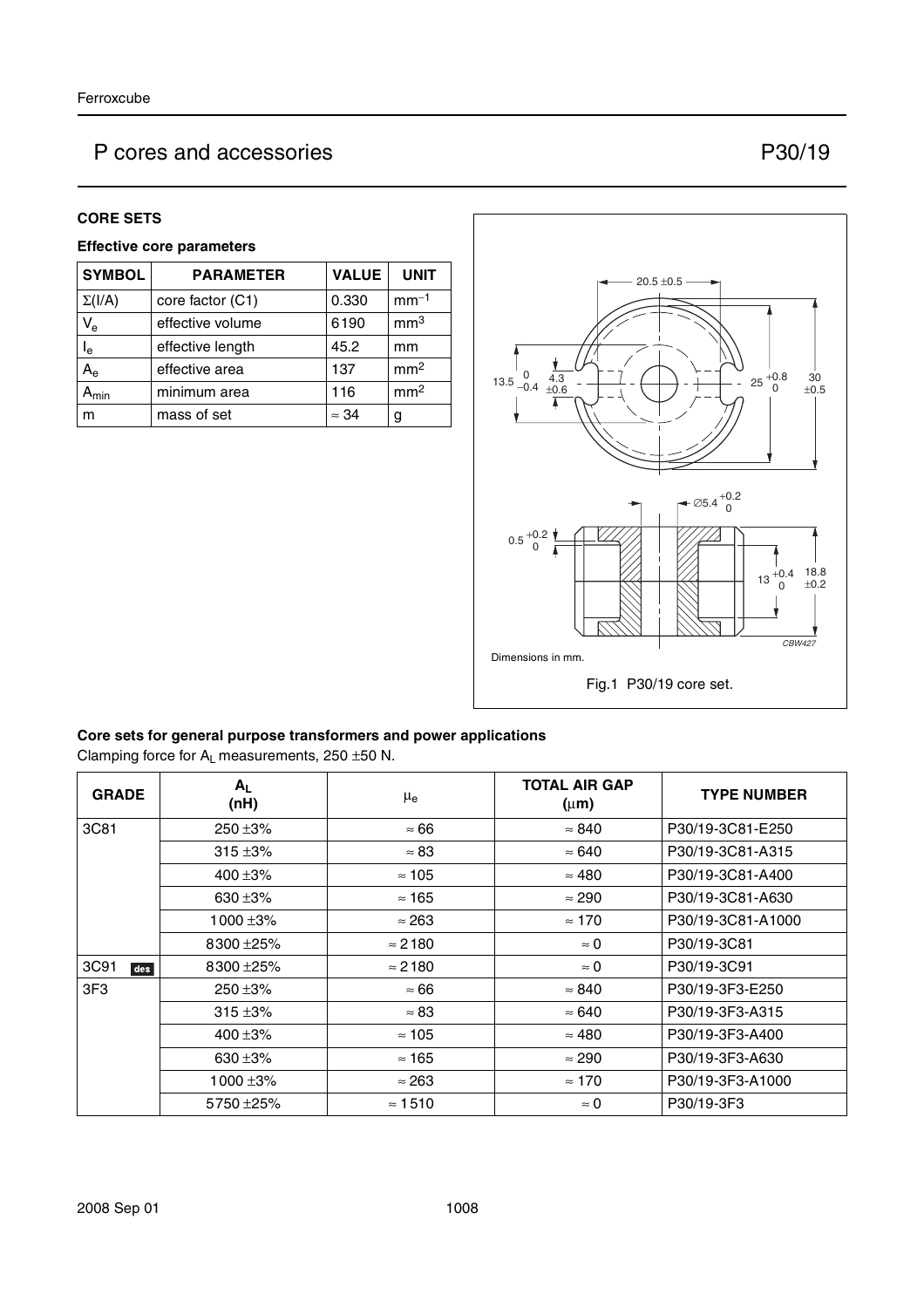# P cores and accessories — P30/19

## CORE SETS

### Effective core parameters

| SYMBOL | PARAMETER | VALUE | UNIT |
|---|---|---|---|
| $\Sigma(I/A)$ | core factor (C1) | 0.330 | $mm^{-1}$ |
| $V_e$ | effective volume | 6190 | $mm^3$ |
| $l_e$ | effective length | 45.2 | mm |
| $A_e$ | effective area | 137 | $mm^2$ |
| $A_{min}$ | minimum area | 116 | $mm^2$ |
| m | mass of set | ≈ 34 | g |

Dimensions in mm.

Fig.1 P30/19 core set.

### Core sets for general purpose transformers and power applications

Clamping force for $A_L$ measurements, 250 ±50 N.

| GRADE | $A_L$ (nH) | $\mu_e$ | TOTAL AIR GAP (μm) | TYPE NUMBER |
|---|---|---|---|---|
| 3C81 | 250 ±3% | ≈ 66 | ≈ 840 | P30/19-3C81-E250 |
| | 315 ±3% | ≈ 83 | ≈ 640 | P30/19-3C81-A315 |
| | 400 ±3% | ≈ 105 | ≈ 480 | P30/19-3C81-A400 |
| | 630 ±3% | ≈ 165 | ≈ 290 | P30/19-3C81-A630 |
| | 1000 ±3% | ≈ 263 | ≈ 170 | P30/19-3C81-A1000 |
| | 8300 ±25% | ≈ 2180 | ≈ 0 | P30/19-3C81 |
| 3C91 des | 8300 ±25% | ≈ 2180 | ≈ 0 | P30/19-3C91 |
| 3F3 | 250 ±3% | ≈ 66 | ≈ 840 | P30/19-3F3-E250 |
| | 315 ±3% | ≈ 83 | ≈ 640 | P30/19-3F3-A315 |
| | 400 ±3% | ≈ 105 | ≈ 480 | P30/19-3F3-A400 |
| | 630 ±3% | ≈ 165 | ≈ 290 | P30/19-3F3-A630 |
| | 1000 ±3% | ≈ 263 | ≈ 170 | P30/19-3F3-A1000 |
| | 5750 ±25% | ≈ 1510 | ≈ 0 | P30/19-3F3 |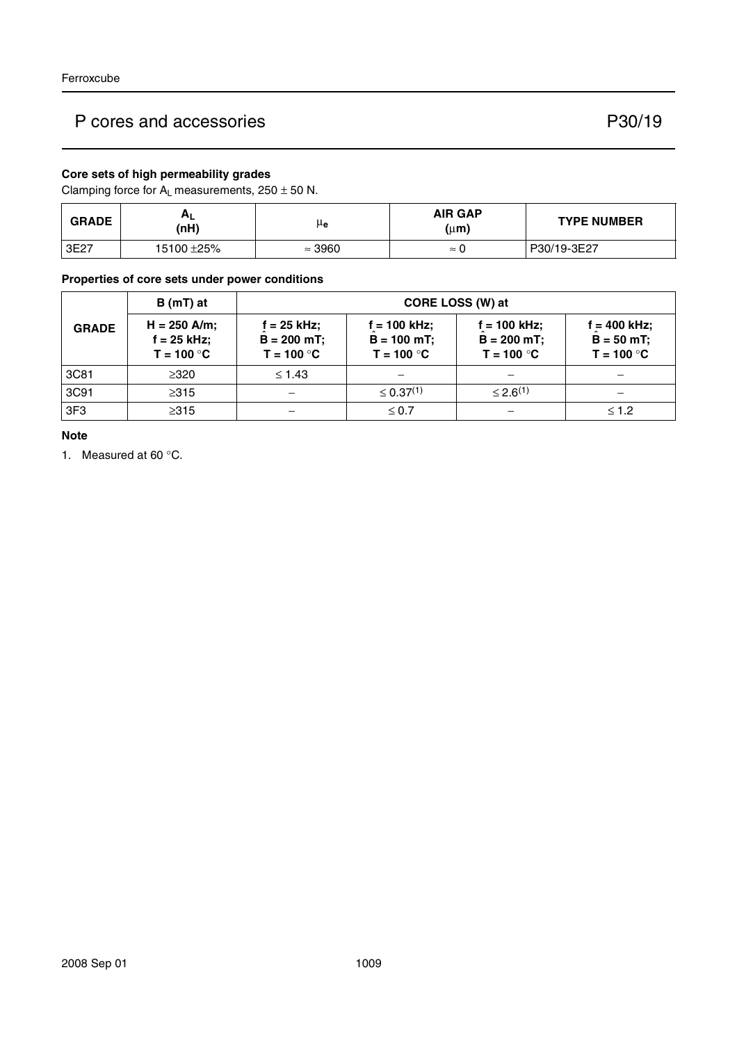## P cores and accessories — P30/19

### Core sets of high permeability grades

Clamping force for $A_L$ measurements, 250 ± 50 N.

| GRADE | $A_L$ (nH) | $\mu_e$ | AIR GAP (μm) | TYPE NUMBER |
|---|---|---|---|---|
| 3E27 | 15100 ±25% | ≈ 3960 | ≈ 0 | P30/19-3E27 |

### Properties of core sets under power conditions

| GRADE | B (mT) at | CORE LOSS (W) at | | | |
|---|---|---|---|---|---|
| | H = 250 A/m; f = 25 kHz; T = 100 °C | f = 25 kHz; $\hat{B}$ = 200 mT; T = 100 °C | f = 100 kHz; $\hat{B}$ = 100 mT; T = 100 °C | f = 100 kHz; $\hat{B}$ = 200 mT; T = 100 °C | f = 400 kHz; $\hat{B}$ = 50 mT; T = 100 °C |
| 3C81 | ≥320 | ≤ 1.43 | – | – | – |
| 3C91 | ≥315 | – | ≤ 0.37(1) | ≤ 2.6(1) | – |
| 3F3 | ≥315 | – | ≤ 0.7 | – | ≤ 1.2 |

**Note**

1. Measured at 60 °C.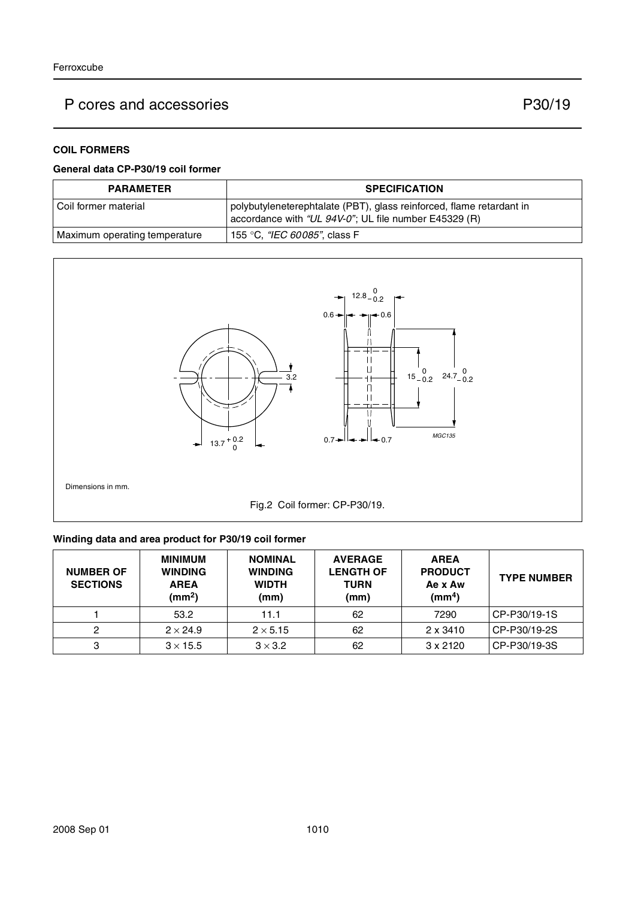## COIL FORMERS

### General data CP-P30/19 coil former

| PARAMETER | SPECIFICATION |
|---|---|
| Coil former material | polybutyleneterephtalate (PBT), glass reinforced, flame retardant in accordance with *"UL 94V-0"*; UL file number E45329 (R) |
| Maximum operating temperature | 155 °C, *"IEC 60085"*, class F |

Dimensions in mm.

Fig.2 Coil former: CP-P30/19.

### Winding data and area product for P30/19 coil former

| NUMBER OF SECTIONS | MINIMUM WINDING AREA ($mm^2$) | NOMINAL WINDING WIDTH (mm) | AVERAGE LENGTH OF TURN (mm) | AREA PRODUCT Ae x Aw ($mm^4$) | TYPE NUMBER |
|---|---|---|---|---|---|
| 1 | 53.2 | 11.1 | 62 | 7290 | CP-P30/19-1S |
| 2 | 2 × 24.9 | 2 × 5.15 | 62 | 2 x 3410 | CP-P30/19-2S |
| 3 | 3 × 15.5 | 3 × 3.2 | 62 | 3 x 2120 | CP-P30/19-3S |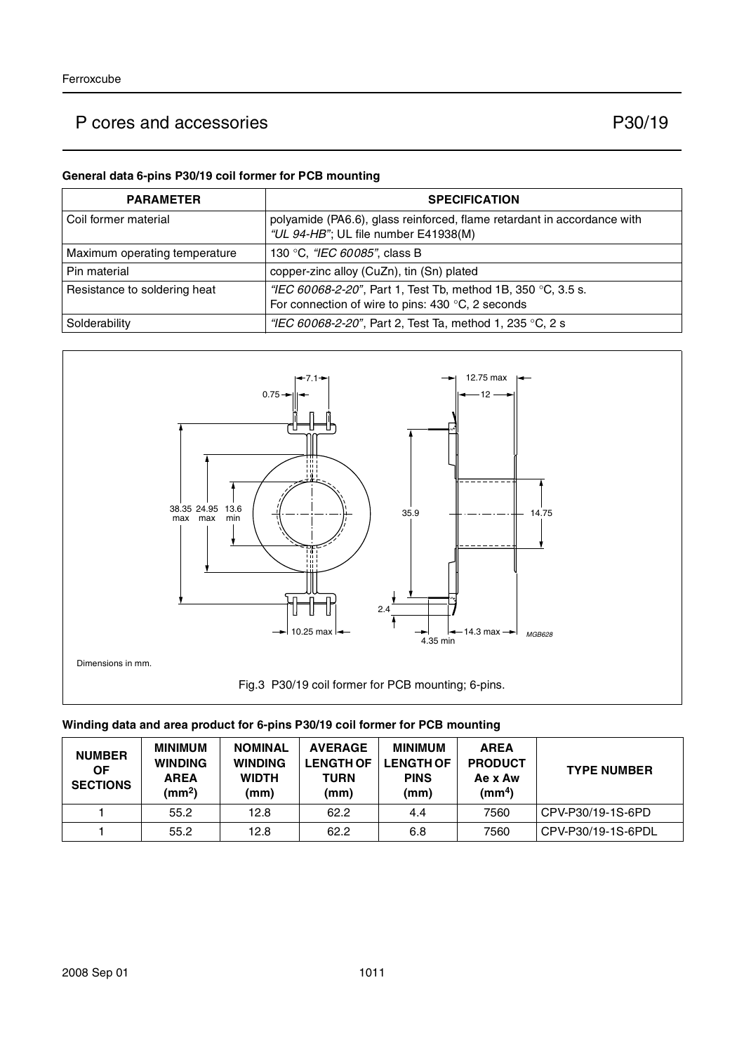## P cores and accessories — P30/19

### General data 6-pins P30/19 coil former for PCB mounting

| PARAMETER | SPECIFICATION |
|---|---|
| Coil former material | polyamide (PA6.6), glass reinforced, flame retardant in accordance with *"UL 94-HB"*; UL file number E41938(M) |
| Maximum operating temperature | 130 °C, *"IEC 60085"*, class B |
| Pin material | copper-zinc alloy (CuZn), tin (Sn) plated |
| Resistance to soldering heat | *"IEC 60068-2-20"*, Part 1, Test Tb, method 1B, 350 °C, 3.5 s. For connection of wire to pins: 430 °C, 2 seconds |
| Solderability | *"IEC 60068-2-20"*, Part 2, Test Ta, method 1, 235 °C, 2 s |

Dimensions in mm.

Fig.3 P30/19 coil former for PCB mounting; 6-pins.

### Winding data and area product for 6-pins P30/19 coil former for PCB mounting

| NUMBER OF SECTIONS | MINIMUM WINDING AREA ($mm^2$) | NOMINAL WINDING WIDTH (mm) | AVERAGE LENGTH OF TURN (mm) | MINIMUM LENGTH OF PINS (mm) | AREA PRODUCT Ae x Aw ($mm^4$) | TYPE NUMBER |
|---|---|---|---|---|---|---|
| 1 | 55.2 | 12.8 | 62.2 | 4.4 | 7560 | CPV-P30/19-1S-6PD |
| 1 | 55.2 | 12.8 | 62.2 | 6.8 | 7560 | CPV-P30/19-1S-6PDL |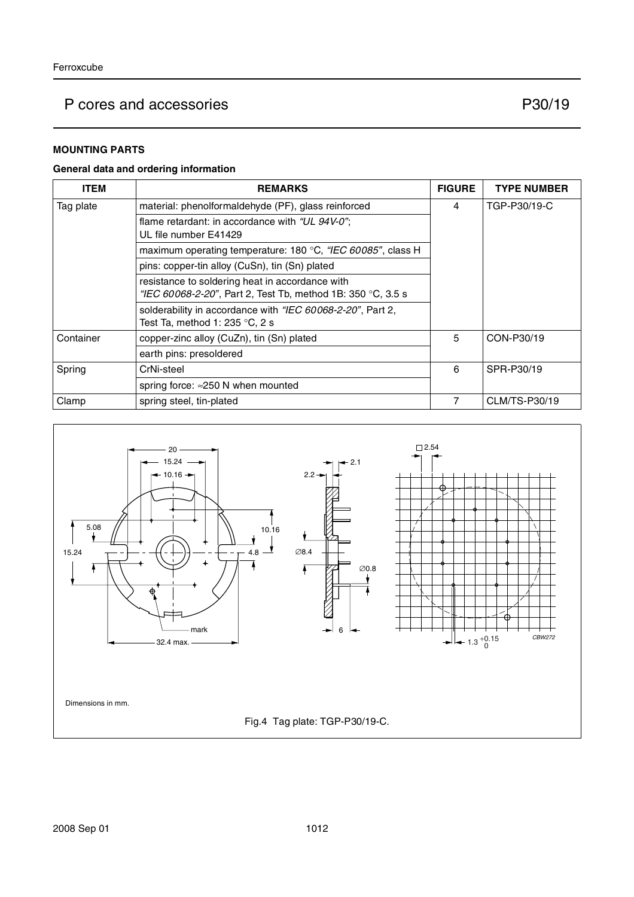# P cores and accessories — P30/19

## MOUNTING PARTS

### General data and ordering information

| ITEM | REMARKS | FIGURE | TYPE NUMBER |
|---|---|---|---|
| Tag plate | material: phenolformaldehyde (PF), glass reinforced | 4 | TGP-P30/19-C |
| | flame retardant: in accordance with *"UL 94V-0"*; UL file number E41429 | | |
| | maximum operating temperature: 180 °C, *"IEC 60085"*, class H | | |
| | pins: copper-tin alloy (CuSn), tin (Sn) plated | | |
| | resistance to soldering heat in accordance with *"IEC 60068-2-20"*, Part 2, Test Tb, method 1B: 350 °C, 3.5 s | | |
| | solderability in accordance with *"IEC 60068-2-20"*, Part 2, Test Ta, method 1: 235 °C, 2 s | | |
| Container | copper-zinc alloy (CuZn), tin (Sn) plated | 5 | CON-P30/19 |
| | earth pins: presoldered | | |
| Spring | CrNi-steel | 6 | SPR-P30/19 |
| | spring force: ≈250 N when mounted | | |
| Clamp | spring steel, tin-plated | 7 | CLM/TS-P30/19 |

Dimensions in mm.

Fig.4 Tag plate: TGP-P30/19-C.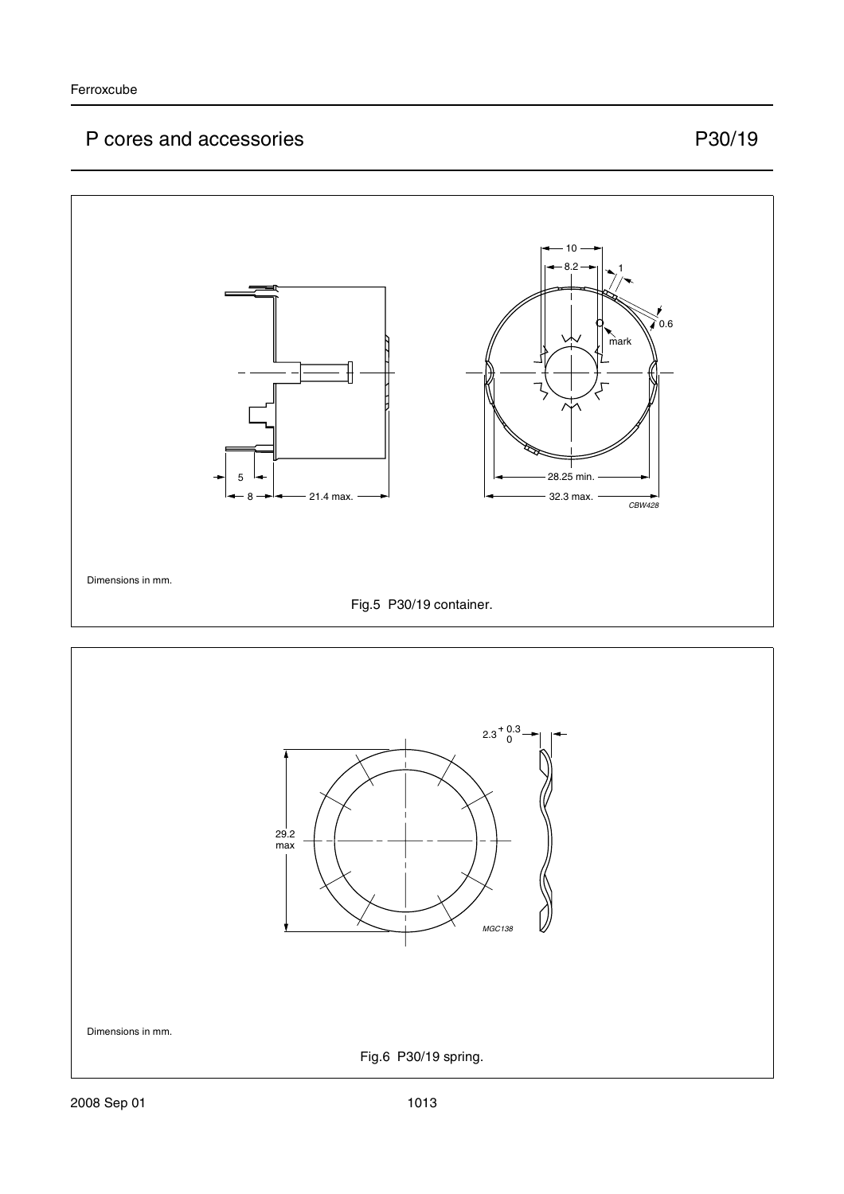Dimensions in mm.

Fig.5 P30/19 container.

Dimensions in mm.

Fig.6 P30/19 spring.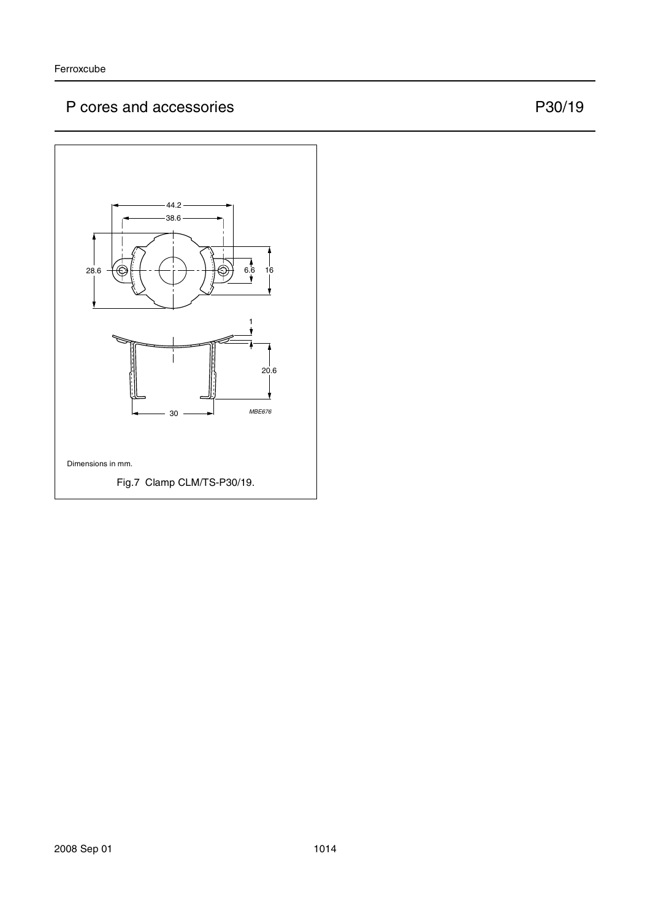Dimensions in mm.

Fig.7 Clamp CLM/TS-P30/19.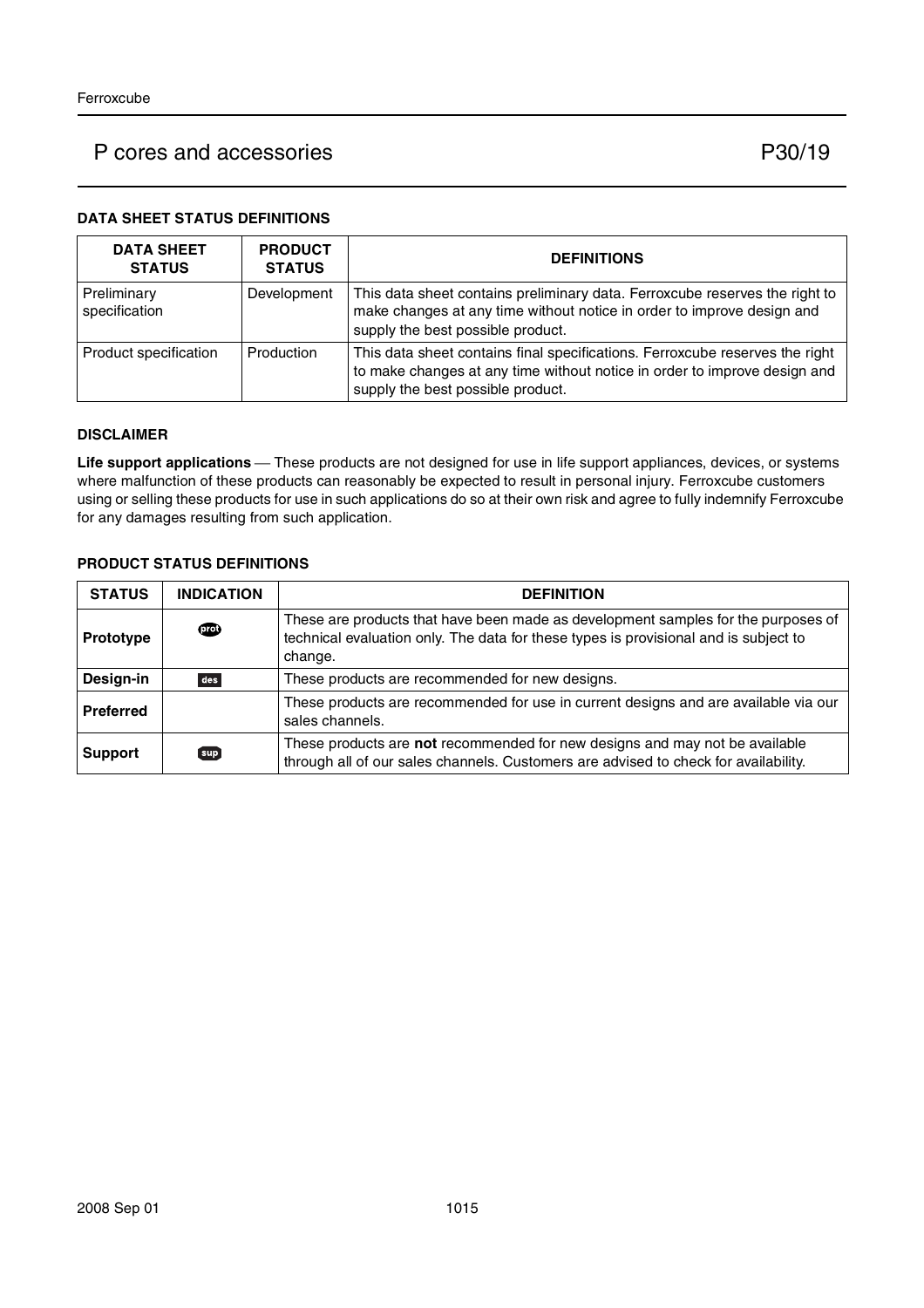## DATA SHEET STATUS DEFINITIONS

| DATA SHEET STATUS | PRODUCT STATUS | DEFINITIONS |
|---|---|---|
| Preliminary specification | Development | This data sheet contains preliminary data. Ferroxcube reserves the right to make changes at any time without notice in order to improve design and supply the best possible product. |
| Product specification | Production | This data sheet contains final specifications. Ferroxcube reserves the right to make changes at any time without notice in order to improve design and supply the best possible product. |

## DISCLAIMER

**Life support applications** — These products are not designed for use in life support appliances, devices, or systems where malfunction of these products can reasonably be expected to result in personal injury. Ferroxcube customers using or selling these products for use in such applications do so at their own risk and agree to fully indemnify Ferroxcube for any damages resulting from such application.

## PRODUCT STATUS DEFINITIONS

| STATUS | INDICATION | DEFINITION |
|---|---|---|
| **Prototype** | prot | These are products that have been made as development samples for the purposes of technical evaluation only. The data for these types is provisional and is subject to change. |
| **Design-in** | des | These products are recommended for new designs. |
| **Preferred** | | These products are recommended for use in current designs and are available via our sales channels. |
| **Support** | sup | These products are **not** recommended for new designs and may not be available through all of our sales channels. Customers are advised to check for availability. |